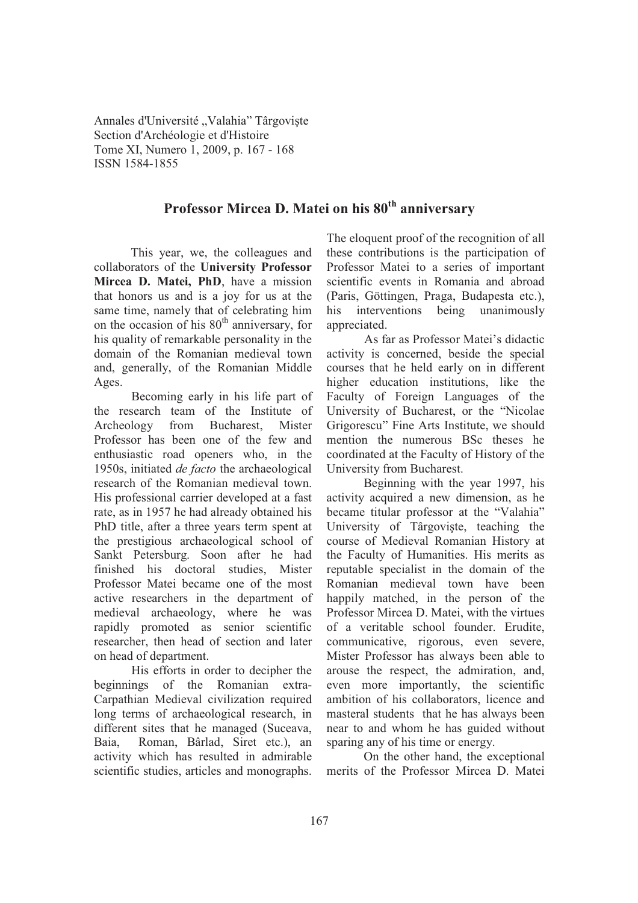# Professor Mircea D. Matei on his 80th anniversary

This year, we, the colleagues and collaborators of the **University Professor Mircea D. Matei, PhD**, have a mission that honors us and is a joy for us at the same time, namely that of celebrating him on the occasion of his 80th anniversary, for his quality of remarkable personality in the domain of the Romanian medieval town and, generally, of the Romanian Middle Ages.

Becoming early in his life part of the research team of the Institute of Archeology from Bucharest, Mister Professor has been one of the few and enthusiastic road openers who, in the 1950s, initiated *de facto* the archaeological research of the Romanian medieval town. His professional carrier developed at a fast rate, as in 1957 he had already obtained his PhD title, after a three years term spent at the prestigious archaeological school of Sankt Petersburg. Soon after he had finished his doctoral studies, Mister Professor Matei became one of the most active researchers in the department of medieval archaeology, where he was rapidly promoted as senior scientific researcher, then head of section and later on head of department.

His efforts in order to decipher the beginnings of the Romanian extra-Carpathian Medieval civilization required long terms of archaeological research, in different sites that he managed (Suceava, Baia, Roman, Bârlad, Siret etc.), an activity which has resulted in admirable scientific studies, articles and monographs. The eloquent proof of the recognition of all these contributions is the participation of Professor Matei to a series of important scientific events in Romania and abroad (Paris, Göttingen, Praga, Budapesta etc.), his interventions being unanimously appreciated.

As far as Professor Matei's didactic activity is concerned, beside the special courses that he held early on in different higher education institutions, like the Faculty of Foreign Languages of the University of Bucharest, or the "Nicolae Grigorescu" Fine Arts Institute, we should mention the numerous BSc theses he coordinated at the Faculty of History of the University from Bucharest.

Beginning with the year 1997, his activity acquired a new dimension, as he became titular professor at the "Valahia" University of Târgovişte, teaching the course of Medieval Romanian History at the Faculty of Humanities. His merits as reputable specialist in the domain of the Romanian medieval town have been happily matched, in the person of the Professor Mircea D. Matei, with the virtues of a veritable school founder. Erudite, communicative, rigorous, even severe, Mister Professor has always been able to arouse the respect, the admiration, and, even more importantly, the scientific ambition of his collaborators, licence and masteral students that he has always been near to and whom he has guided without sparing any of his time or energy.

On the other hand, the exceptional merits of the Professor Mircea D. Matei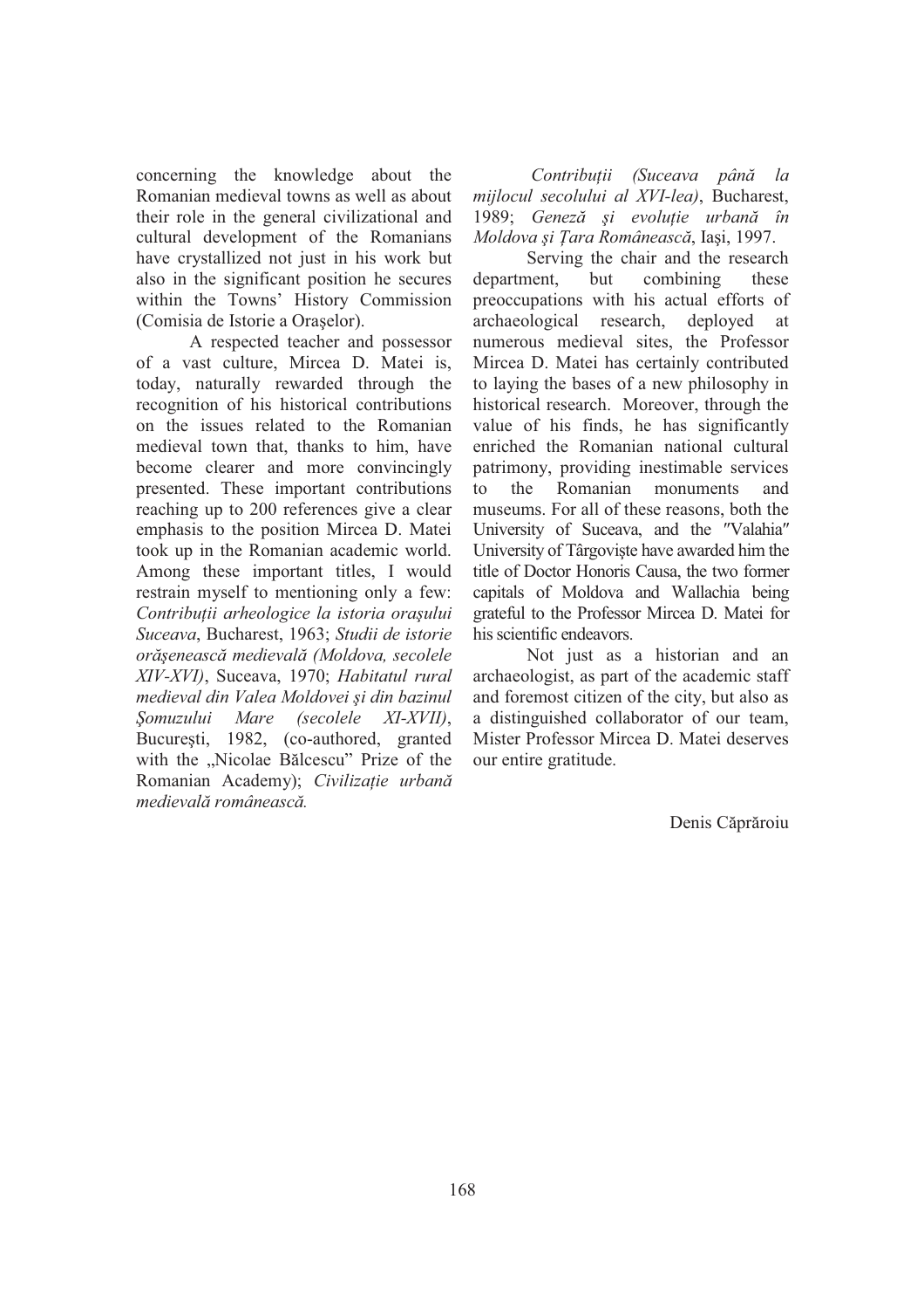concerning the knowledge about the Romanian medieval towns as well as about their role in the general civilizational and cultural development of the Romanians have crystallized not just in his work but also in the significant position he secures within the Towns' History Commission (Comisia de Istorie a Orașelor).

A respected teacher and possessor of a vast culture, Mircea D. Matei is, today, naturally rewarded through the recognition of his historical contributions on the issues related to the Romanian medieval town that, thanks to him, have become clearer and more convincingly presented. These important contributions reaching up to 200 references give a clear emphasis to the position Mircea D. Matei took up in the Romanian academic world. Among these important titles, I would restrain myself to mentioning only a few: *Contribuții arheologice la istoria orașului Suceava*, Bucharest, 1963; *Studii de istorie orășenească medievală (Moldova, secolele XIV-XVI)*, Suceava, 1970; *Habitatul rural medieval din Valea Moldovei și din bazinul Șomuzului Mare (secolele XI-XVII)*, București, 1982, (co-authored, granted with the „Nicolae Bălcescu" Prize of the Romanian Academy); *Civilizație urbană medievală românească. Contribuții (Suceava până la mijlocul secolului al XVI-lea)*, Bucharest, 1989; *Geneză și evoluție urbană în Moldova și Țara Românească*, Iași, 1997.

Serving the chair and the research department, but combining these preoccupations with his actual efforts of archaeological research, deployed at numerous medieval sites, the Professor Mircea D. Matei has certainly contributed to laying the bases of a new philosophy in historical research. Moreover, through the value of his finds, he has significantly enriched the Romanian national cultural patrimony, providing inestimable services to the Romanian monuments and museums. For all of these reasons, both the University of Suceava, and the ″Valahia″ University of Târgoviște have awarded him the title of Doctor Honoris Causa, the two former capitals of Moldova and Wallachia being grateful to the Professor Mircea D. Matei for his scientific endeavors.

Not just as a historian and an archaeologist, as part of the academic staff and foremost citizen of the city, but also as a distinguished collaborator of our team, Mister Professor Mircea D. Matei deserves our entire gratitude.

Denis Căprăroiu